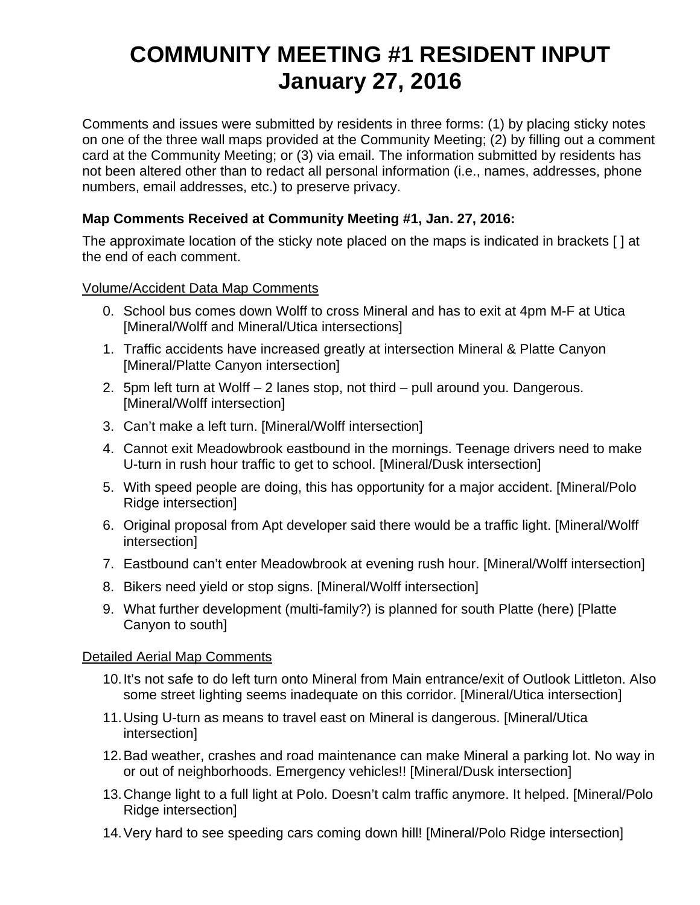# COMMUNITY MEETING #1 RESIDENT INPUT
# January 27, 2016

Comments and issues were submitted by residents in three forms: (1) by placing sticky notes on one of the three wall maps provided at the Community Meeting; (2) by filling out a comment card at the Community Meeting; or (3) via email. The information submitted by residents has not been altered other than to redact all personal information (i.e., names, addresses, phone numbers, email addresses, etc.) to preserve privacy.

**Map Comments Received at Community Meeting #1, Jan. 27, 2016:**

The approximate location of the sticky note placed on the maps is indicated in brackets [ ] at the end of each comment.

<u>Volume/Accident Data Map Comments</u>

0. School bus comes down Wolff to cross Mineral and has to exit at 4pm M-F at Utica [Mineral/Wolff and Mineral/Utica intersections]
1. Traffic accidents have increased greatly at intersection Mineral & Platte Canyon [Mineral/Platte Canyon intersection]
2. 5pm left turn at Wolff – 2 lanes stop, not third – pull around you. Dangerous. [Mineral/Wolff intersection]
3. Can't make a left turn. [Mineral/Wolff intersection]
4. Cannot exit Meadowbrook eastbound in the mornings. Teenage drivers need to make U-turn in rush hour traffic to get to school. [Mineral/Dusk intersection]
5. With speed people are doing, this has opportunity for a major accident. [Mineral/Polo Ridge intersection]
6. Original proposal from Apt developer said there would be a traffic light. [Mineral/Wolff intersection]
7. Eastbound can't enter Meadowbrook at evening rush hour. [Mineral/Wolff intersection]
8. Bikers need yield or stop signs. [Mineral/Wolff intersection]
9. What further development (multi-family?) is planned for south Platte (here) [Platte Canyon to south]

<u>Detailed Aerial Map Comments</u>

10. It's not safe to do left turn onto Mineral from Main entrance/exit of Outlook Littleton. Also some street lighting seems inadequate on this corridor. [Mineral/Utica intersection]
11. Using U-turn as means to travel east on Mineral is dangerous. [Mineral/Utica intersection]
12. Bad weather, crashes and road maintenance can make Mineral a parking lot. No way in or out of neighborhoods. Emergency vehicles!! [Mineral/Dusk intersection]
13. Change light to a full light at Polo. Doesn't calm traffic anymore. It helped. [Mineral/Polo Ridge intersection]
14. Very hard to see speeding cars coming down hill! [Mineral/Polo Ridge intersection]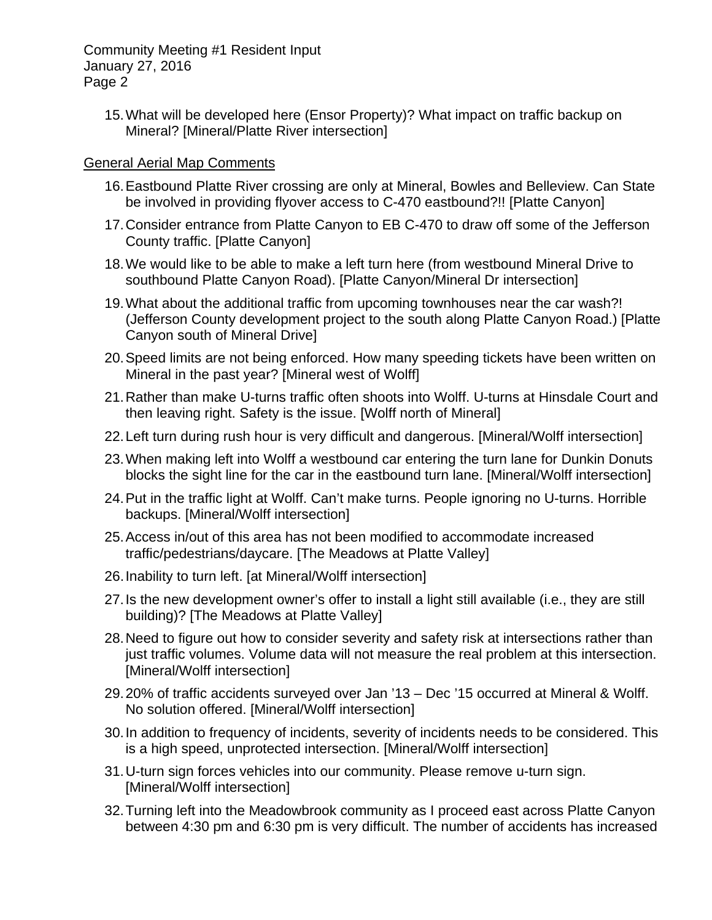15. What will be developed here (Ensor Property)? What impact on traffic backup on Mineral? [Mineral/Platte River intersection]

General Aerial Map Comments

16. Eastbound Platte River crossing are only at Mineral, Bowles and Belleview. Can State be involved in providing flyover access to C-470 eastbound?!! [Platte Canyon]
17. Consider entrance from Platte Canyon to EB C-470 to draw off some of the Jefferson County traffic. [Platte Canyon]
18. We would like to be able to make a left turn here (from westbound Mineral Drive to southbound Platte Canyon Road). [Platte Canyon/Mineral Dr intersection]
19. What about the additional traffic from upcoming townhouses near the car wash?! (Jefferson County development project to the south along Platte Canyon Road.) [Platte Canyon south of Mineral Drive]
20. Speed limits are not being enforced. How many speeding tickets have been written on Mineral in the past year? [Mineral west of Wolff]
21. Rather than make U-turns traffic often shoots into Wolff. U-turns at Hinsdale Court and then leaving right. Safety is the issue. [Wolff north of Mineral]
22. Left turn during rush hour is very difficult and dangerous. [Mineral/Wolff intersection]
23. When making left into Wolff a westbound car entering the turn lane for Dunkin Donuts blocks the sight line for the car in the eastbound turn lane. [Mineral/Wolff intersection]
24. Put in the traffic light at Wolff. Can't make turns. People ignoring no U-turns. Horrible backups. [Mineral/Wolff intersection]
25. Access in/out of this area has not been modified to accommodate increased traffic/pedestrians/daycare. [The Meadows at Platte Valley]
26. Inability to turn left. [at Mineral/Wolff intersection]
27. Is the new development owner's offer to install a light still available (i.e., they are still building)? [The Meadows at Platte Valley]
28. Need to figure out how to consider severity and safety risk at intersections rather than just traffic volumes. Volume data will not measure the real problem at this intersection. [Mineral/Wolff intersection]
29. 20% of traffic accidents surveyed over Jan '13 – Dec '15 occurred at Mineral & Wolff. No solution offered. [Mineral/Wolff intersection]
30. In addition to frequency of incidents, severity of incidents needs to be considered. This is a high speed, unprotected intersection. [Mineral/Wolff intersection]
31. U-turn sign forces vehicles into our community. Please remove u-turn sign. [Mineral/Wolff intersection]
32. Turning left into the Meadowbrook community as I proceed east across Platte Canyon between 4:30 pm and 6:30 pm is very difficult. The number of accidents has increased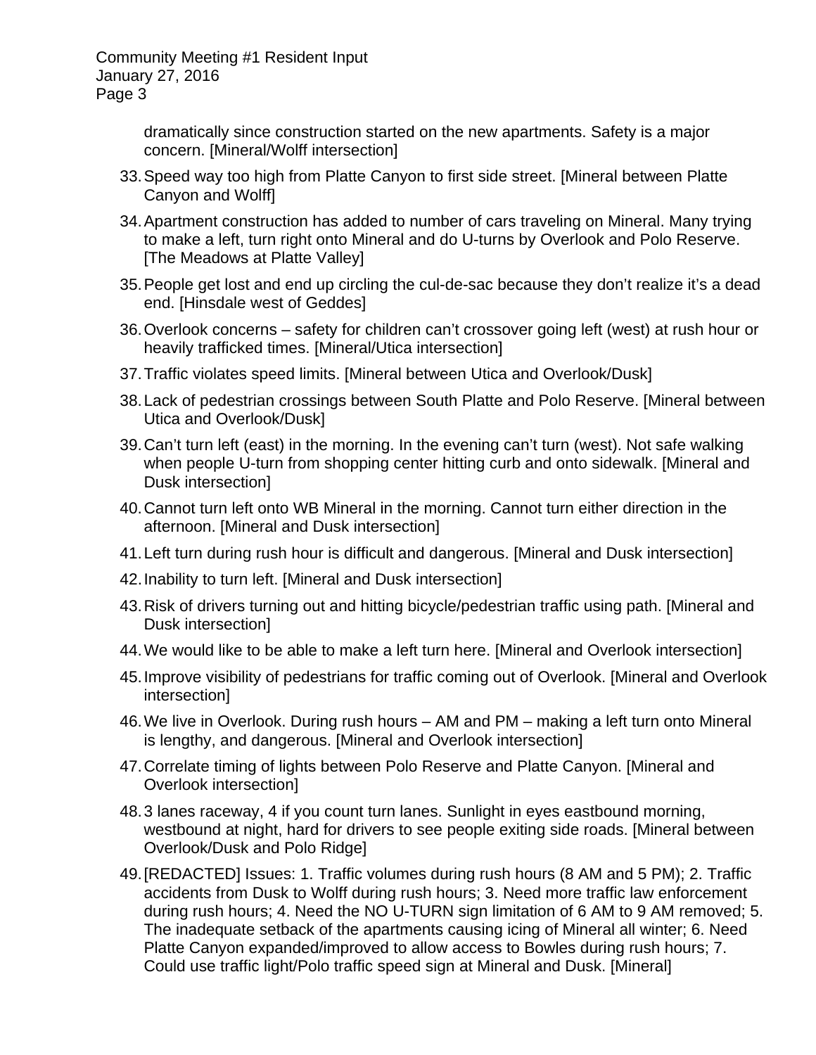dramatically since construction started on the new apartments. Safety is a major concern. [Mineral/Wolff intersection]

33. Speed way too high from Platte Canyon to first side street. [Mineral between Platte Canyon and Wolff]
34. Apartment construction has added to number of cars traveling on Mineral. Many trying to make a left, turn right onto Mineral and do U-turns by Overlook and Polo Reserve. [The Meadows at Platte Valley]
35. People get lost and end up circling the cul-de-sac because they don't realize it's a dead end. [Hinsdale west of Geddes]
36. Overlook concerns – safety for children can't crossover going left (west) at rush hour or heavily trafficked times. [Mineral/Utica intersection]
37. Traffic violates speed limits. [Mineral between Utica and Overlook/Dusk]
38. Lack of pedestrian crossings between South Platte and Polo Reserve. [Mineral between Utica and Overlook/Dusk]
39. Can't turn left (east) in the morning. In the evening can't turn (west). Not safe walking when people U-turn from shopping center hitting curb and onto sidewalk. [Mineral and Dusk intersection]
40. Cannot turn left onto WB Mineral in the morning. Cannot turn either direction in the afternoon. [Mineral and Dusk intersection]
41. Left turn during rush hour is difficult and dangerous. [Mineral and Dusk intersection]
42. Inability to turn left. [Mineral and Dusk intersection]
43. Risk of drivers turning out and hitting bicycle/pedestrian traffic using path. [Mineral and Dusk intersection]
44. We would like to be able to make a left turn here. [Mineral and Overlook intersection]
45. Improve visibility of pedestrians for traffic coming out of Overlook. [Mineral and Overlook intersection]
46. We live in Overlook. During rush hours – AM and PM – making a left turn onto Mineral is lengthy, and dangerous. [Mineral and Overlook intersection]
47. Correlate timing of lights between Polo Reserve and Platte Canyon. [Mineral and Overlook intersection]
48. 3 lanes raceway, 4 if you count turn lanes. Sunlight in eyes eastbound morning, westbound at night, hard for drivers to see people exiting side roads. [Mineral between Overlook/Dusk and Polo Ridge]
49. [REDACTED] Issues: 1. Traffic volumes during rush hours (8 AM and 5 PM); 2. Traffic accidents from Dusk to Wolff during rush hours; 3. Need more traffic law enforcement during rush hours; 4. Need the NO U-TURN sign limitation of 6 AM to 9 AM removed; 5. The inadequate setback of the apartments causing icing of Mineral all winter; 6. Need Platte Canyon expanded/improved to allow access to Bowles during rush hours; 7. Could use traffic light/Polo traffic speed sign at Mineral and Dusk. [Mineral]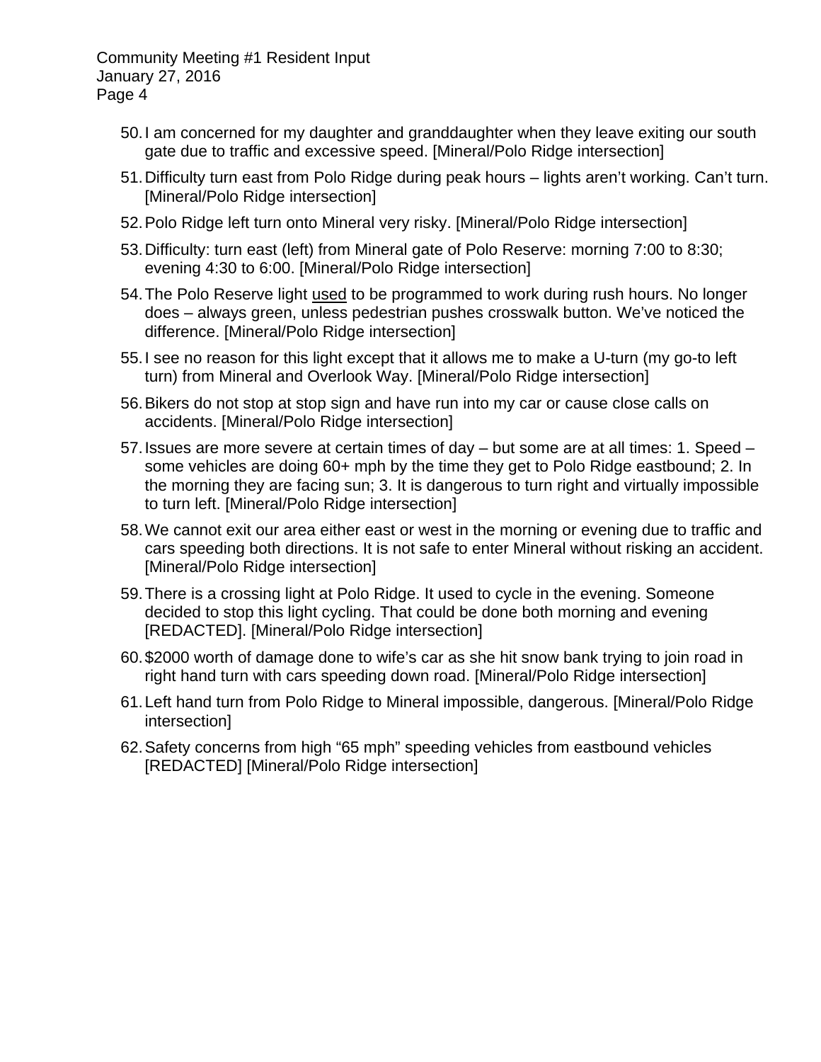50. I am concerned for my daughter and granddaughter when they leave exiting our south gate due to traffic and excessive speed. [Mineral/Polo Ridge intersection]
51. Difficulty turn east from Polo Ridge during peak hours – lights aren't working. Can't turn. [Mineral/Polo Ridge intersection]
52. Polo Ridge left turn onto Mineral very risky. [Mineral/Polo Ridge intersection]
53. Difficulty: turn east (left) from Mineral gate of Polo Reserve: morning 7:00 to 8:30; evening 4:30 to 6:00. [Mineral/Polo Ridge intersection]
54. The Polo Reserve light <u>used</u> to be programmed to work during rush hours. No longer does – always green, unless pedestrian pushes crosswalk button. We've noticed the difference. [Mineral/Polo Ridge intersection]
55. I see no reason for this light except that it allows me to make a U-turn (my go-to left turn) from Mineral and Overlook Way. [Mineral/Polo Ridge intersection]
56. Bikers do not stop at stop sign and have run into my car or cause close calls on accidents. [Mineral/Polo Ridge intersection]
57. Issues are more severe at certain times of day – but some are at all times: 1. Speed – some vehicles are doing 60+ mph by the time they get to Polo Ridge eastbound; 2. In the morning they are facing sun; 3. It is dangerous to turn right and virtually impossible to turn left. [Mineral/Polo Ridge intersection]
58. We cannot exit our area either east or west in the morning or evening due to traffic and cars speeding both directions. It is not safe to enter Mineral without risking an accident. [Mineral/Polo Ridge intersection]
59. There is a crossing light at Polo Ridge. It used to cycle in the evening. Someone decided to stop this light cycling. That could be done both morning and evening [REDACTED]. [Mineral/Polo Ridge intersection]
60. $2000 worth of damage done to wife's car as she hit snow bank trying to join road in right hand turn with cars speeding down road. [Mineral/Polo Ridge intersection]
61. Left hand turn from Polo Ridge to Mineral impossible, dangerous. [Mineral/Polo Ridge intersection]
62. Safety concerns from high "65 mph" speeding vehicles from eastbound vehicles [REDACTED] [Mineral/Polo Ridge intersection]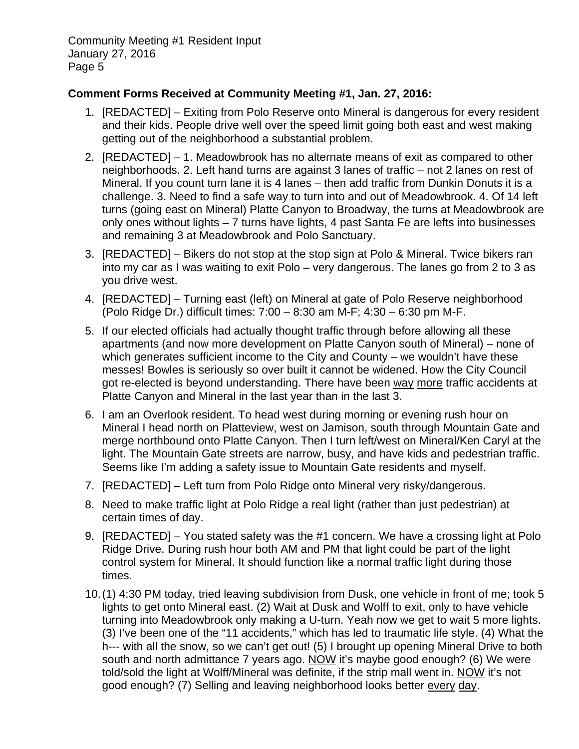**Comment Forms Received at Community Meeting #1, Jan. 27, 2016:**

1. [REDACTED] – Exiting from Polo Reserve onto Mineral is dangerous for every resident and their kids. People drive well over the speed limit going both east and west making getting out of the neighborhood a substantial problem.
2. [REDACTED] – 1. Meadowbrook has no alternate means of exit as compared to other neighborhoods. 2. Left hand turns are against 3 lanes of traffic – not 2 lanes on rest of Mineral. If you count turn lane it is 4 lanes – then add traffic from Dunkin Donuts it is a challenge. 3. Need to find a safe way to turn into and out of Meadowbrook. 4. Of 14 left turns (going east on Mineral) Platte Canyon to Broadway, the turns at Meadowbrook are only ones without lights – 7 turns have lights, 4 past Santa Fe are lefts into businesses and remaining 3 at Meadowbrook and Polo Sanctuary.
3. [REDACTED] – Bikers do not stop at the stop sign at Polo & Mineral. Twice bikers ran into my car as I was waiting to exit Polo – very dangerous. The lanes go from 2 to 3 as you drive west.
4. [REDACTED] – Turning east (left) on Mineral at gate of Polo Reserve neighborhood (Polo Ridge Dr.) difficult times: 7:00 – 8:30 am M-F; 4:30 – 6:30 pm M-F.
5. If our elected officials had actually thought traffic through before allowing all these apartments (and now more development on Platte Canyon south of Mineral) – none of which generates sufficient income to the City and County – we wouldn't have these messes! Bowles is seriously so over built it cannot be widened. How the City Council got re-elected is beyond understanding. There have been <u>way</u> <u>more</u> traffic accidents at Platte Canyon and Mineral in the last year than in the last 3.
6. I am an Overlook resident. To head west during morning or evening rush hour on Mineral I head north on Platteview, west on Jamison, south through Mountain Gate and merge northbound onto Platte Canyon. Then I turn left/west on Mineral/Ken Caryl at the light. The Mountain Gate streets are narrow, busy, and have kids and pedestrian traffic. Seems like I'm adding a safety issue to Mountain Gate residents and myself.
7. [REDACTED] – Left turn from Polo Ridge onto Mineral very risky/dangerous.
8. Need to make traffic light at Polo Ridge a real light (rather than just pedestrian) at certain times of day.
9. [REDACTED] – You stated safety was the #1 concern. We have a crossing light at Polo Ridge Drive. During rush hour both AM and PM that light could be part of the light control system for Mineral. It should function like a normal traffic light during those times.
10. (1) 4:30 PM today, tried leaving subdivision from Dusk, one vehicle in front of me; took 5 lights to get onto Mineral east. (2) Wait at Dusk and Wolff to exit, only to have vehicle turning into Meadowbrook only making a U-turn. Yeah now we get to wait 5 more lights. (3) I've been one of the "11 accidents," which has led to traumatic life style. (4) What the h--- with all the snow, so we can't get out! (5) I brought up opening Mineral Drive to both south and north admittance 7 years ago. <u>NOW</u> it's maybe good enough? (6) We were told/sold the light at Wolff/Mineral was definite, if the strip mall went in. <u>NOW</u> it's not good enough? (7) Selling and leaving neighborhood looks better <u>every</u> <u>day</u>.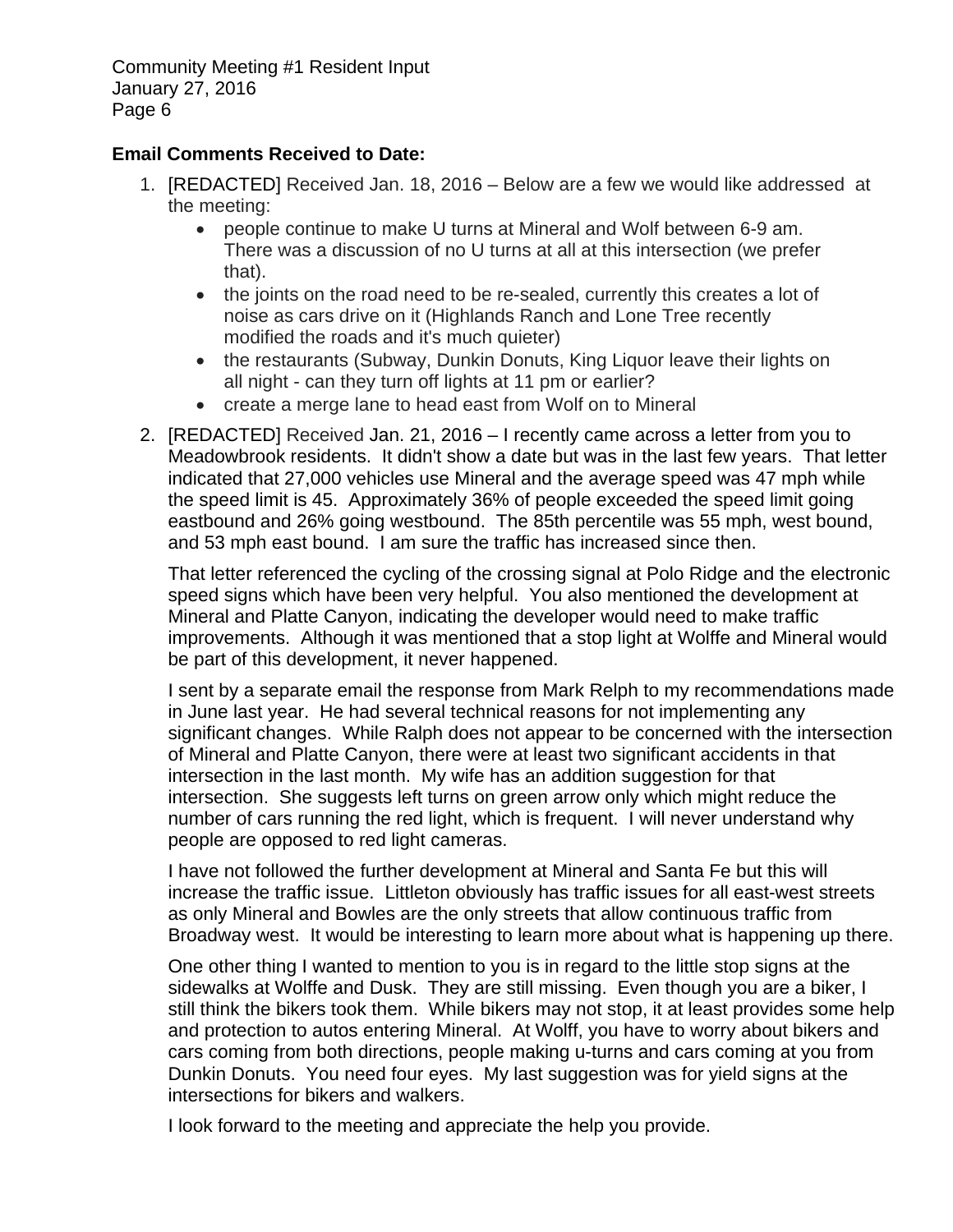**Email Comments Received to Date:**

1. [REDACTED] Received Jan. 18, 2016 – Below are a few we would like addressed at the meeting:
   - people continue to make U turns at Mineral and Wolf between 6-9 am. There was a discussion of no U turns at all at this intersection (we prefer that).
   - the joints on the road need to be re-sealed, currently this creates a lot of noise as cars drive on it (Highlands Ranch and Lone Tree recently modified the roads and it's much quieter)
   - the restaurants (Subway, Dunkin Donuts, King Liquor leave their lights on all night - can they turn off lights at 11 pm or earlier?
   - create a merge lane to head east from Wolf on to Mineral

2. [REDACTED] Received Jan. 21, 2016 – I recently came across a letter from you to Meadowbrook residents. It didn't show a date but was in the last few years. That letter indicated that 27,000 vehicles use Mineral and the average speed was 47 mph while the speed limit is 45. Approximately 36% of people exceeded the speed limit going eastbound and 26% going westbound. The 85th percentile was 55 mph, west bound, and 53 mph east bound. I am sure the traffic has increased since then.

   That letter referenced the cycling of the crossing signal at Polo Ridge and the electronic speed signs which have been very helpful. You also mentioned the development at Mineral and Platte Canyon, indicating the developer would need to make traffic improvements. Although it was mentioned that a stop light at Wolffe and Mineral would be part of this development, it never happened.

   I sent by a separate email the response from Mark Relph to my recommendations made in June last year. He had several technical reasons for not implementing any significant changes. While Ralph does not appear to be concerned with the intersection of Mineral and Platte Canyon, there were at least two significant accidents in that intersection in the last month. My wife has an addition suggestion for that intersection. She suggests left turns on green arrow only which might reduce the number of cars running the red light, which is frequent. I will never understand why people are opposed to red light cameras.

   I have not followed the further development at Mineral and Santa Fe but this will increase the traffic issue. Littleton obviously has traffic issues for all east-west streets as only Mineral and Bowles are the only streets that allow continuous traffic from Broadway west. It would be interesting to learn more about what is happening up there.

   One other thing I wanted to mention to you is in regard to the little stop signs at the sidewalks at Wolffe and Dusk. They are still missing. Even though you are a biker, I still think the bikers took them. While bikers may not stop, it at least provides some help and protection to autos entering Mineral. At Wolff, you have to worry about bikers and cars coming from both directions, people making u-turns and cars coming at you from Dunkin Donuts. You need four eyes. My last suggestion was for yield signs at the intersections for bikers and walkers.

   I look forward to the meeting and appreciate the help you provide.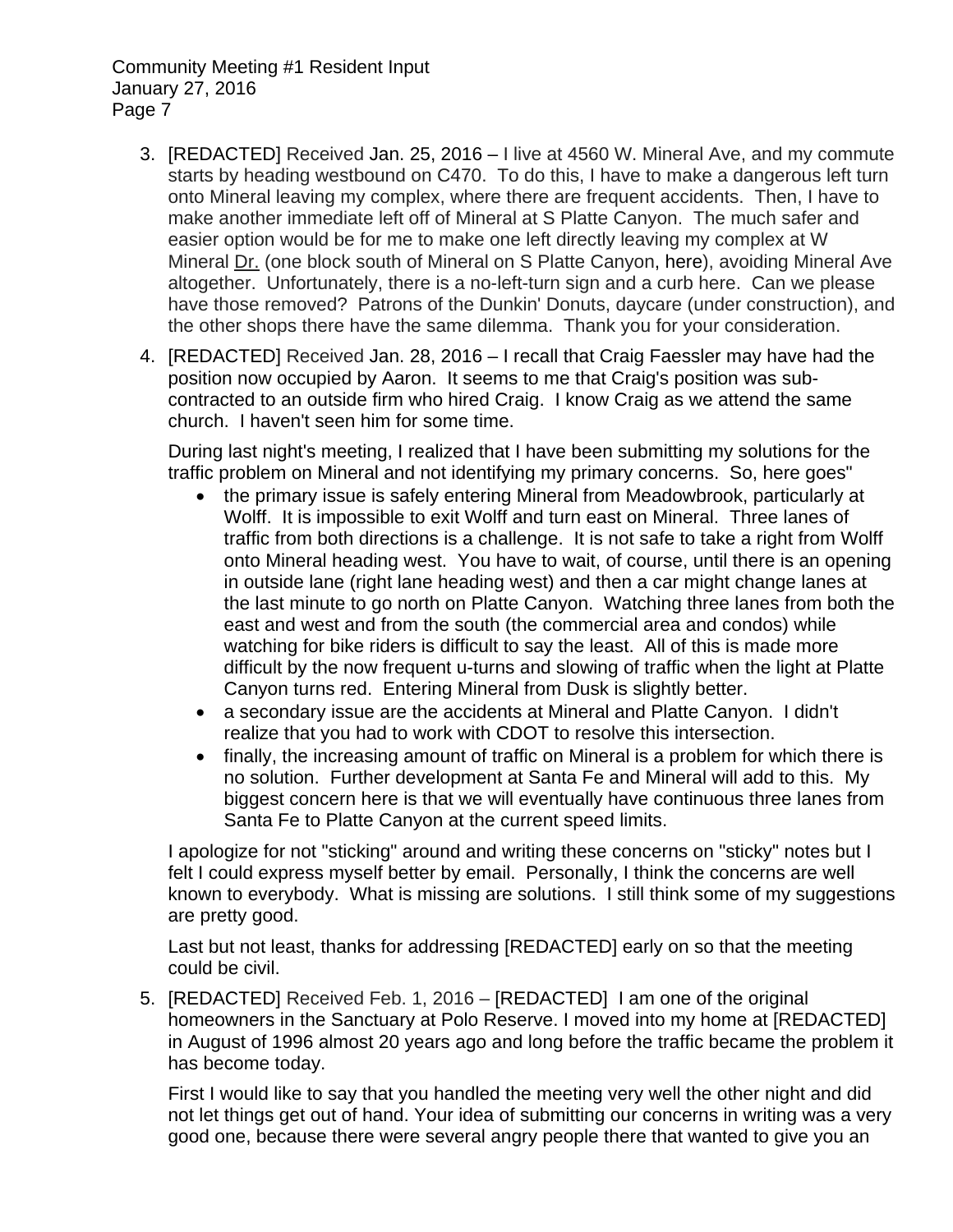3. [REDACTED] Received Jan. 25, 2016 – I live at 4560 W. Mineral Ave, and my commute starts by heading westbound on C470. To do this, I have to make a dangerous left turn onto Mineral leaving my complex, where there are frequent accidents. Then, I have to make another immediate left off of Mineral at S Platte Canyon. The much safer and easier option would be for me to make one left directly leaving my complex at W Mineral Dr. (one block south of Mineral on S Platte Canyon, here), avoiding Mineral Ave altogether. Unfortunately, there is a no-left-turn sign and a curb here. Can we please have those removed? Patrons of the Dunkin' Donuts, daycare (under construction), and the other shops there have the same dilemma. Thank you for your consideration.

4. [REDACTED] Received Jan. 28, 2016 – I recall that Craig Faessler may have had the position now occupied by Aaron. It seems to me that Craig's position was sub-contracted to an outside firm who hired Craig. I know Craig as we attend the same church. I haven't seen him for some time.

   During last night's meeting, I realized that I have been submitting my solutions for the traffic problem on Mineral and not identifying my primary concerns. So, here goes"

   - the primary issue is safely entering Mineral from Meadowbrook, particularly at Wolff. It is impossible to exit Wolff and turn east on Mineral. Three lanes of traffic from both directions is a challenge. It is not safe to take a right from Wolff onto Mineral heading west. You have to wait, of course, until there is an opening in outside lane (right lane heading west) and then a car might change lanes at the last minute to go north on Platte Canyon. Watching three lanes from both the east and west and from the south (the commercial area and condos) while watching for bike riders is difficult to say the least. All of this is made more difficult by the now frequent u-turns and slowing of traffic when the light at Platte Canyon turns red. Entering Mineral from Dusk is slightly better.
   - a secondary issue are the accidents at Mineral and Platte Canyon. I didn't realize that you had to work with CDOT to resolve this intersection.
   - finally, the increasing amount of traffic on Mineral is a problem for which there is no solution. Further development at Santa Fe and Mineral will add to this. My biggest concern here is that we will eventually have continuous three lanes from Santa Fe to Platte Canyon at the current speed limits.

   I apologize for not "sticking" around and writing these concerns on "sticky" notes but I felt I could express myself better by email. Personally, I think the concerns are well known to everybody. What is missing are solutions. I still think some of my suggestions are pretty good.

   Last but not least, thanks for addressing [REDACTED] early on so that the meeting could be civil.

5. [REDACTED] Received Feb. 1, 2016 – [REDACTED] I am one of the original homeowners in the Sanctuary at Polo Reserve. I moved into my home at [REDACTED] in August of 1996 almost 20 years ago and long before the traffic became the problem it has become today.

   First I would like to say that you handled the meeting very well the other night and did not let things get out of hand. Your idea of submitting our concerns in writing was a very good one, because there were several angry people there that wanted to give you an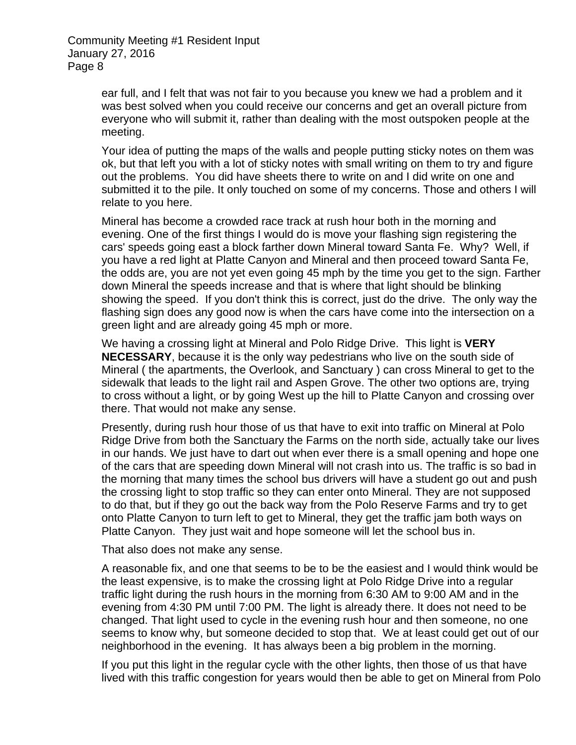ear full, and I felt that was not fair to you because you knew we had a problem and it was best solved when you could receive our concerns and get an overall picture from everyone who will submit it, rather than dealing with the most outspoken people at the meeting.

Your idea of putting the maps of the walls and people putting sticky notes on them was ok, but that left you with a lot of sticky notes with small writing on them to try and figure out the problems. You did have sheets there to write on and I did write on one and submitted it to the pile. It only touched on some of my concerns. Those and others I will relate to you here.

Mineral has become a crowded race track at rush hour both in the morning and evening. One of the first things I would do is move your flashing sign registering the cars' speeds going east a block farther down Mineral toward Santa Fe. Why? Well, if you have a red light at Platte Canyon and Mineral and then proceed toward Santa Fe, the odds are, you are not yet even going 45 mph by the time you get to the sign. Farther down Mineral the speeds increase and that is where that light should be blinking showing the speed. If you don't think this is correct, just do the drive. The only way the flashing sign does any good now is when the cars have come into the intersection on a green light and are already going 45 mph or more.

We having a crossing light at Mineral and Polo Ridge Drive. This light is **VERY NECESSARY**, because it is the only way pedestrians who live on the south side of Mineral ( the apartments, the Overlook, and Sanctuary ) can cross Mineral to get to the sidewalk that leads to the light rail and Aspen Grove. The other two options are, trying to cross without a light, or by going West up the hill to Platte Canyon and crossing over there. That would not make any sense.

Presently, during rush hour those of us that have to exit into traffic on Mineral at Polo Ridge Drive from both the Sanctuary the Farms on the north side, actually take our lives in our hands. We just have to dart out when ever there is a small opening and hope one of the cars that are speeding down Mineral will not crash into us. The traffic is so bad in the morning that many times the school bus drivers will have a student go out and push the crossing light to stop traffic so they can enter onto Mineral. They are not supposed to do that, but if they go out the back way from the Polo Reserve Farms and try to get onto Platte Canyon to turn left to get to Mineral, they get the traffic jam both ways on Platte Canyon. They just wait and hope someone will let the school bus in.

That also does not make any sense.

A reasonable fix, and one that seems to be to be the easiest and I would think would be the least expensive, is to make the crossing light at Polo Ridge Drive into a regular traffic light during the rush hours in the morning from 6:30 AM to 9:00 AM and in the evening from 4:30 PM until 7:00 PM. The light is already there. It does not need to be changed. That light used to cycle in the evening rush hour and then someone, no one seems to know why, but someone decided to stop that. We at least could get out of our neighborhood in the evening. It has always been a big problem in the morning.

If you put this light in the regular cycle with the other lights, then those of us that have lived with this traffic congestion for years would then be able to get on Mineral from Polo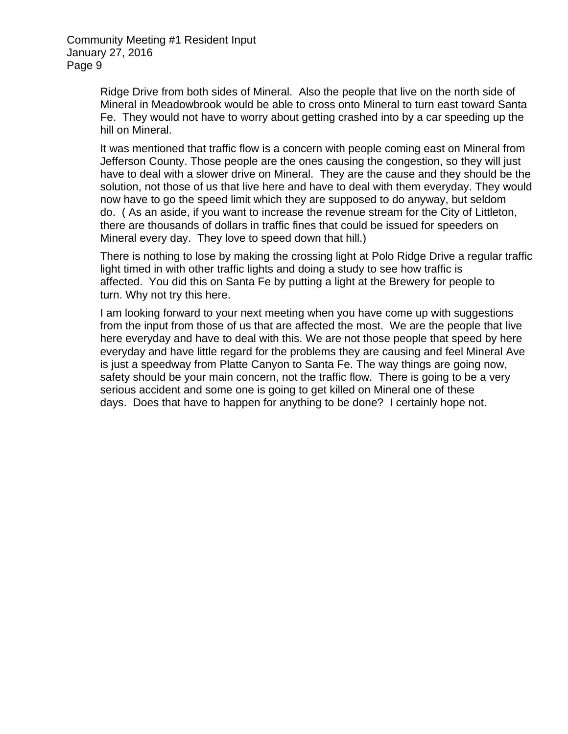Ridge Drive from both sides of Mineral. Also the people that live on the north side of Mineral in Meadowbrook would be able to cross onto Mineral to turn east toward Santa Fe. They would not have to worry about getting crashed into by a car speeding up the hill on Mineral.

It was mentioned that traffic flow is a concern with people coming east on Mineral from Jefferson County. Those people are the ones causing the congestion, so they will just have to deal with a slower drive on Mineral. They are the cause and they should be the solution, not those of us that live here and have to deal with them everyday. They would now have to go the speed limit which they are supposed to do anyway, but seldom do. ( As an aside, if you want to increase the revenue stream for the City of Littleton, there are thousands of dollars in traffic fines that could be issued for speeders on Mineral every day. They love to speed down that hill.)

There is nothing to lose by making the crossing light at Polo Ridge Drive a regular traffic light timed in with other traffic lights and doing a study to see how traffic is affected. You did this on Santa Fe by putting a light at the Brewery for people to turn. Why not try this here.

I am looking forward to your next meeting when you have come up with suggestions from the input from those of us that are affected the most. We are the people that live here everyday and have to deal with this. We are not those people that speed by here everyday and have little regard for the problems they are causing and feel Mineral Ave is just a speedway from Platte Canyon to Santa Fe. The way things are going now, safety should be your main concern, not the traffic flow. There is going to be a very serious accident and some one is going to get killed on Mineral one of these days. Does that have to happen for anything to be done? I certainly hope not.